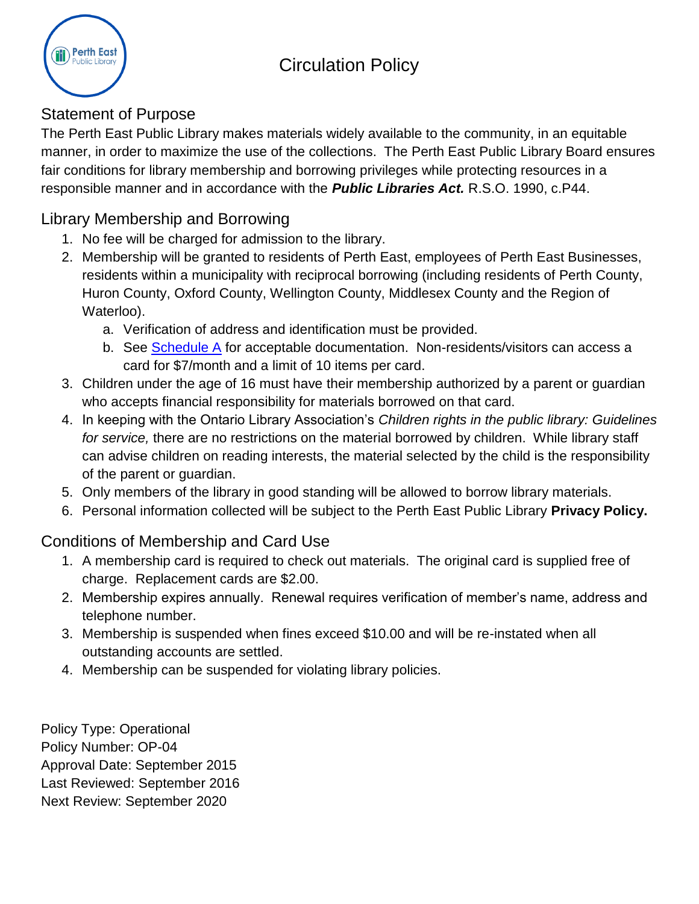# Circulation Policy

## Statement of Purpose

The Perth East Public Library makes materials widely available to the community, in an equitable manner, in order to maximize the use of the collections. The Perth East Public Library Board ensures fair conditions for library membership and borrowing privileges while protecting resources in a responsible manner and in accordance with the ***Public Libraries Act.*** R.S.O. 1990, c.P44.

## Library Membership and Borrowing

1. No fee will be charged for admission to the library.
2. Membership will be granted to residents of Perth East, employees of Perth East Businesses, residents within a municipality with reciprocal borrowing (including residents of Perth County, Huron County, Oxford County, Wellington County, Middlesex County and the Region of Waterloo).
    a. Verification of address and identification must be provided.
    b. See Schedule A for acceptable documentation. Non-residents/visitors can access a card for $7/month and a limit of 10 items per card.
3. Children under the age of 16 must have their membership authorized by a parent or guardian who accepts financial responsibility for materials borrowed on that card.
4. In keeping with the Ontario Library Association's *Children rights in the public library: Guidelines for service,* there are no restrictions on the material borrowed by children. While library staff can advise children on reading interests, the material selected by the child is the responsibility of the parent or guardian.
5. Only members of the library in good standing will be allowed to borrow library materials.
6. Personal information collected will be subject to the Perth East Public Library **Privacy Policy.**

## Conditions of Membership and Card Use

1. A membership card is required to check out materials. The original card is supplied free of charge. Replacement cards are $2.00.
2. Membership expires annually. Renewal requires verification of member's name, address and telephone number.
3. Membership is suspended when fines exceed $10.00 and will be re-instated when all outstanding accounts are settled.
4. Membership can be suspended for violating library policies.

Policy Type: Operational
Policy Number: OP-04
Approval Date: September 2015
Last Reviewed: September 2016
Next Review: September 2020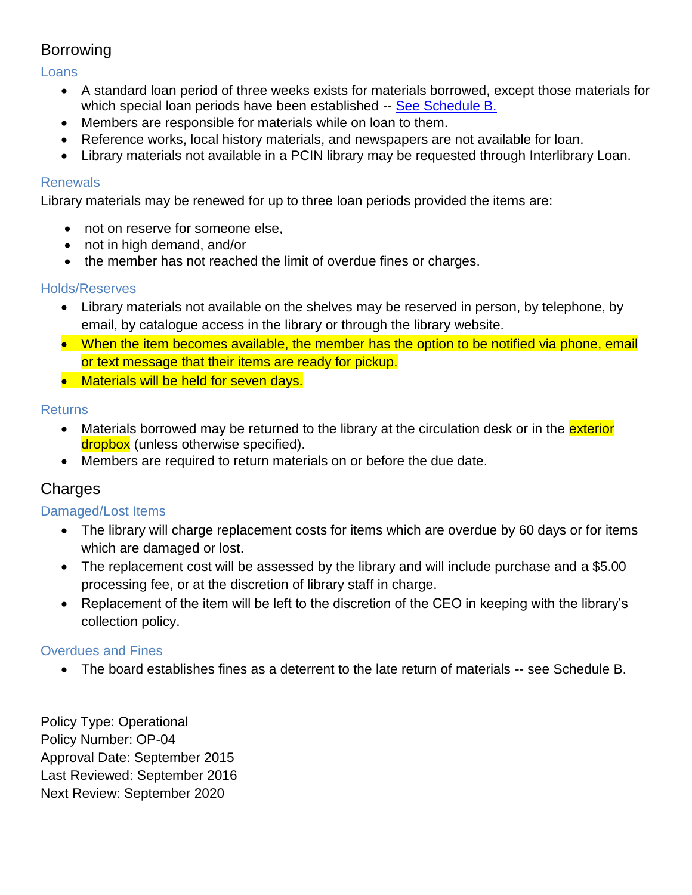## Borrowing

### Loans

- A standard loan period of three weeks exists for materials borrowed, except those materials for which special loan periods have been established -- [See Schedule B.]
- Members are responsible for materials while on loan to them.
- Reference works, local history materials, and newspapers are not available for loan.
- Library materials not available in a PCIN library may be requested through Interlibrary Loan.

### Renewals

Library materials may be renewed for up to three loan periods provided the items are:

- not on reserve for someone else,
- not in high demand, and/or
- the member has not reached the limit of overdue fines or charges.

### Holds/Reserves

- Library materials not available on the shelves may be reserved in person, by telephone, by email, by catalogue access in the library or through the library website.
- When the item becomes available, the member has the option to be notified via phone, email or text message that their items are ready for pickup.
- Materials will be held for seven days.

### Returns

- Materials borrowed may be returned to the library at the circulation desk or in the exterior dropbox (unless otherwise specified).
- Members are required to return materials on or before the due date.

## Charges

### Damaged/Lost Items

- The library will charge replacement costs for items which are overdue by 60 days or for items which are damaged or lost.
- The replacement cost will be assessed by the library and will include purchase and a $5.00 processing fee, or at the discretion of library staff in charge.
- Replacement of the item will be left to the discretion of the CEO in keeping with the library's collection policy.

### Overdues and Fines

- The board establishes fines as a deterrent to the late return of materials -- see Schedule B.

Policy Type: Operational
Policy Number: OP-04
Approval Date: September 2015
Last Reviewed: September 2016
Next Review: September 2020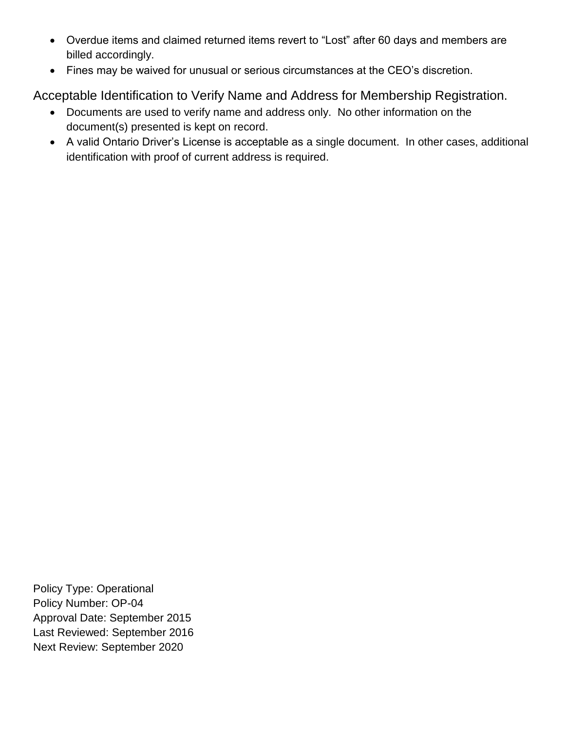- Overdue items and claimed returned items revert to "Lost" after 60 days and members are billed accordingly.
- Fines may be waived for unusual or serious circumstances at the CEO's discretion.

## Acceptable Identification to Verify Name and Address for Membership Registration.

- Documents are used to verify name and address only. No other information on the document(s) presented is kept on record.
- A valid Ontario Driver's License is acceptable as a single document. In other cases, additional identification with proof of current address is required.

Policy Type: Operational
Policy Number: OP-04
Approval Date: September 2015
Last Reviewed: September 2016
Next Review: September 2020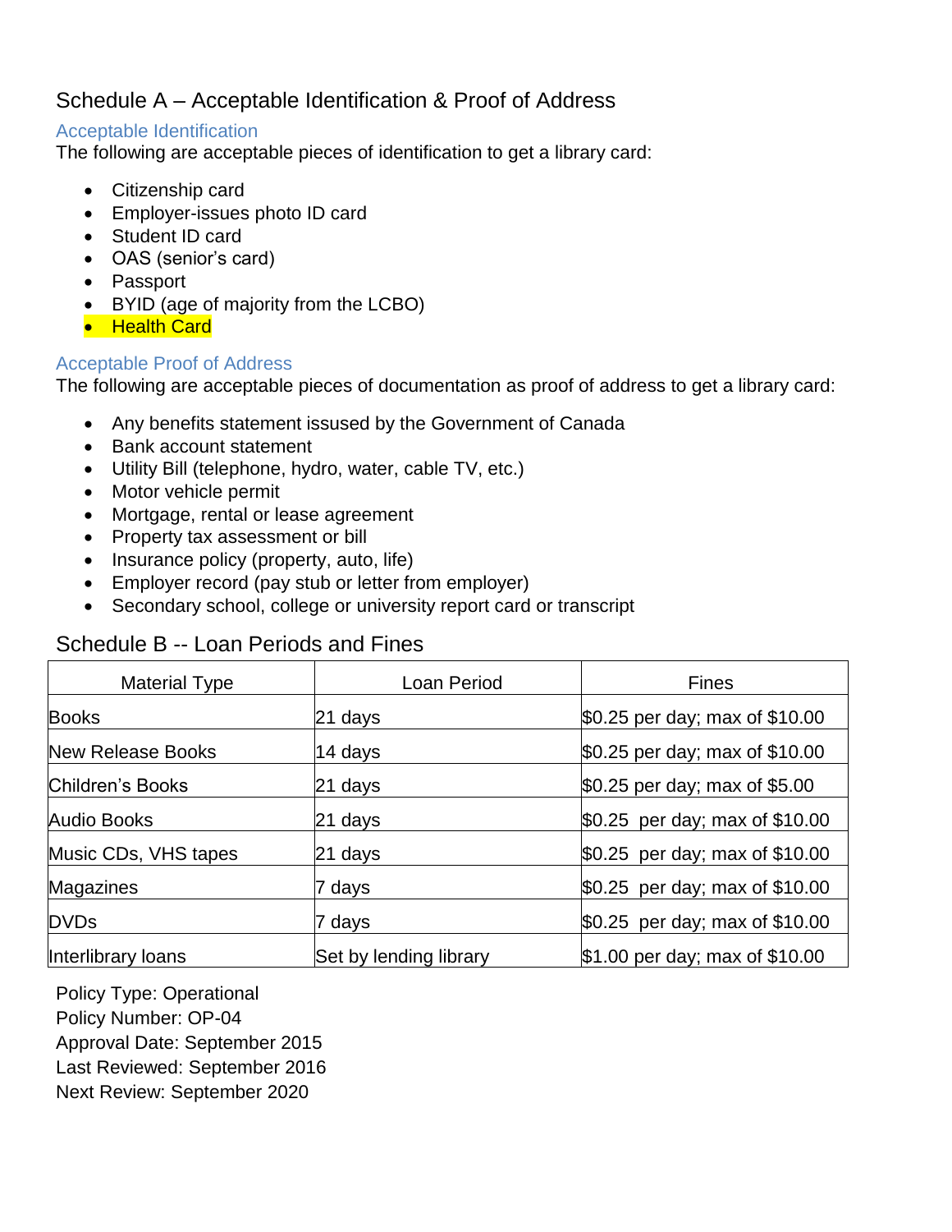## Schedule A – Acceptable Identification & Proof of Address

### Acceptable Identification

The following are acceptable pieces of identification to get a library card:

- Citizenship card
- Employer-issues photo ID card
- Student ID card
- OAS (senior's card)
- Passport
- BYID (age of majority from the LCBO)
- Health Card

### Acceptable Proof of Address

The following are acceptable pieces of documentation as proof of address to get a library card:

- Any benefits statement issued by the Government of Canada
- Bank account statement
- Utility Bill (telephone, hydro, water, cable TV, etc.)
- Motor vehicle permit
- Mortgage, rental or lease agreement
- Property tax assessment or bill
- Insurance policy (property, auto, life)
- Employer record (pay stub or letter from employer)
- Secondary school, college or university report card or transcript

## Schedule B -- Loan Periods and Fines

| Material Type | Loan Period | Fines |
|---|---|---|
| Books | 21 days | $0.25 per day; max of $10.00 |
| New Release Books | 14 days | $0.25 per day; max of $10.00 |
| Children's Books | 21 days | $0.25 per day; max of $5.00 |
| Audio Books | 21 days | $0.25 per day; max of $10.00 |
| Music CDs, VHS tapes | 21 days | $0.25 per day; max of $10.00 |
| Magazines | 7 days | $0.25 per day; max of $10.00 |
| DVDs | 7 days | $0.25 per day; max of $10.00 |
| Interlibrary loans | Set by lending library | $1.00 per day; max of $10.00 |

Policy Type: Operational
Policy Number: OP-04
Approval Date: September 2015
Last Reviewed: September 2016
Next Review: September 2020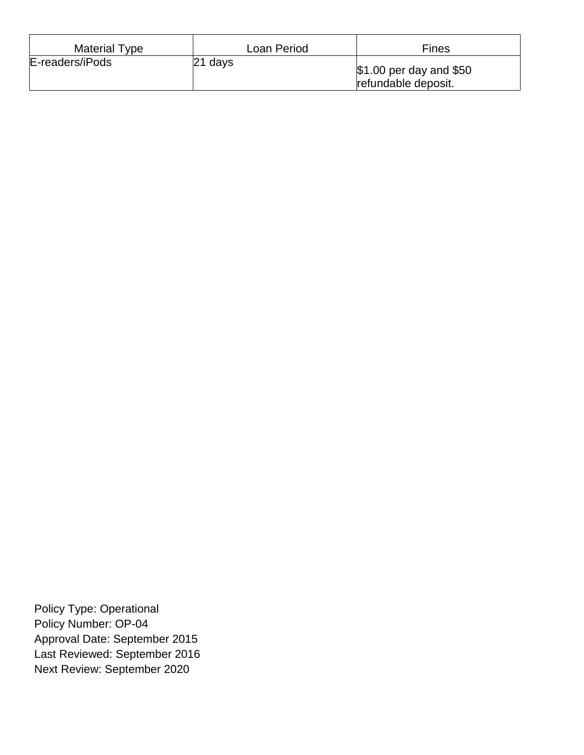| Material Type | Loan Period | Fines |
|---|---|---|
| E-readers/iPods | 21 days | $1.00 per day and $50 refundable deposit. |

Policy Type: Operational
Policy Number: OP-04
Approval Date: September 2015
Last Reviewed: September 2016
Next Review: September 2020